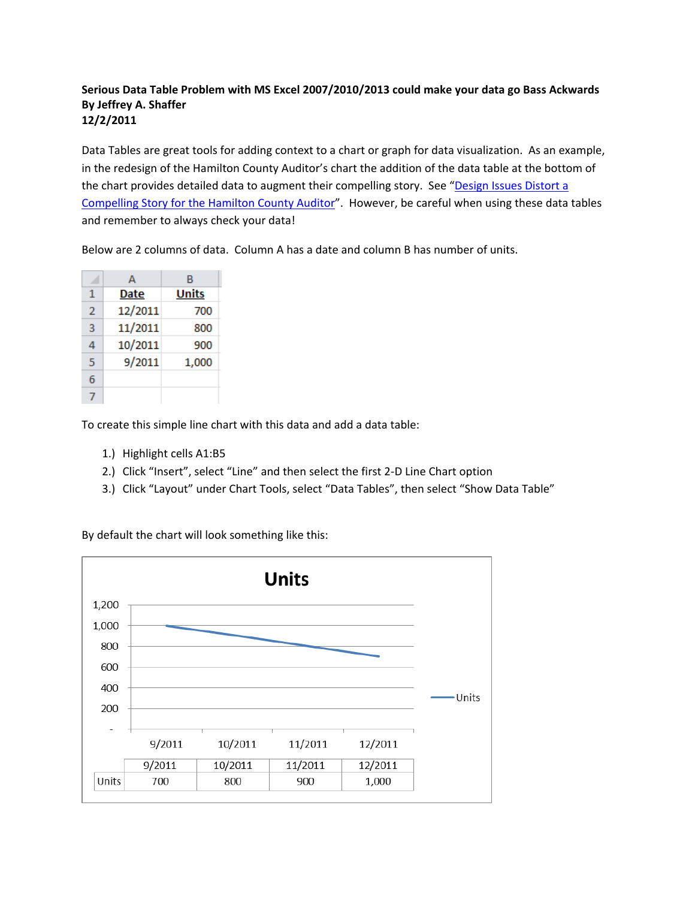**Serious Data Table Problem with MS Excel 2007/2010/2013 could make your data go Bass Ackwards**
**By Jeffrey A. Shaffer**
**12/2/2011**

Data Tables are great tools for adding context to a chart or graph for data visualization. As an example, in the redesign of the Hamilton County Auditor's chart the addition of the data table at the bottom of the chart provides detailed data to augment their compelling story. See "Design Issues Distort a Compelling Story for the Hamilton County Auditor". However, be careful when using these data tables and remember to always check your data!

Below are 2 columns of data. Column A has a date and column B has number of units.

| | A | B |
|---|---|---|
| 1 | Date | Units |
| 2 | 12/2011 | 700 |
| 3 | 11/2011 | 800 |
| 4 | 10/2011 | 900 |
| 5 | 9/2011 | 1,000 |
| 6 | | |
| 7 | | |

To create this simple line chart with this data and add a data table:

1.) Highlight cells A1:B5
2.) Click "Insert", select "Line" and then select the first 2-D Line Chart option
3.) Click "Layout" under Chart Tools, select "Data Tables", then select "Show Data Table"

By default the chart will look something like this:

| | 9/2011 | 10/2011 | 11/2011 | 12/2011 |
|---|---|---|---|---|
| Units | 700 | 800 | 900 | 1,000 |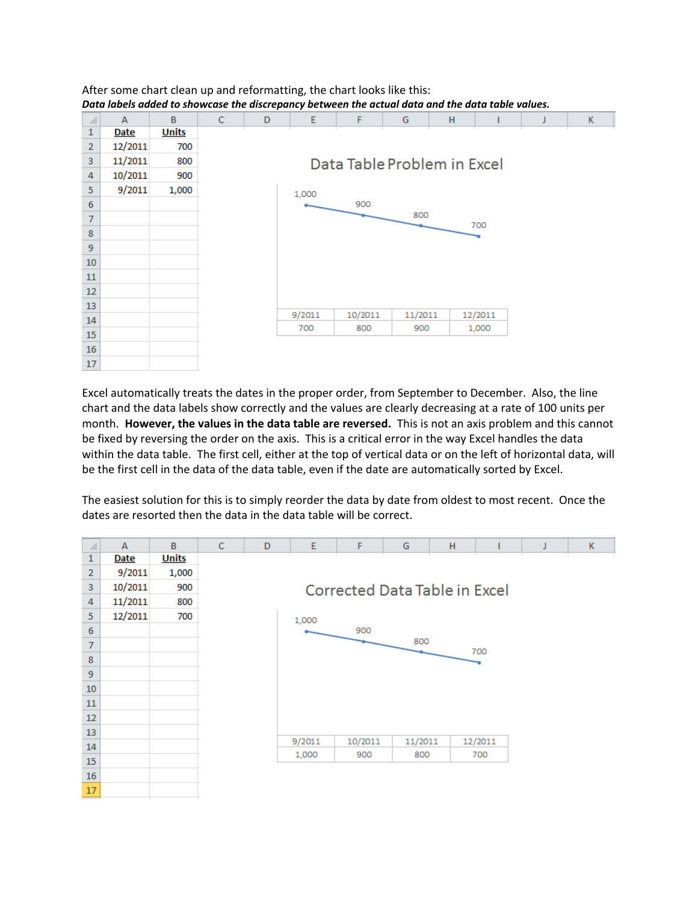After some chart clean up and reformatting, the chart looks like this:

***Data labels added to showcase the discrepancy between the actual data and the data table values.***

| Date | Units |
|---|---|
| 12/2011 | 700 |
| 11/2011 | 800 |
| 10/2011 | 900 |
| 9/2011 | 1,000 |

Data Table Problem in Excel

| 9/2011 | 10/2011 | 11/2011 | 12/2011 |
|---|---|---|---|
| 700 | 800 | 900 | 1,000 |

Excel automatically treats the dates in the proper order, from September to December. Also, the line chart and the data labels show correctly and the values are clearly decreasing at a rate of 100 units per month. **However, the values in the data table are reversed.** This is not an axis problem and this cannot be fixed by reversing the order on the axis. This is a critical error in the way Excel handles the data within the data table. The first cell, either at the top of vertical data or on the left of horizontal data, will be the first cell in the data of the data table, even if the date are automatically sorted by Excel.

The easiest solution for this is to simply reorder the data by date from oldest to most recent. Once the dates are resorted then the data in the data table will be correct.

| Date | Units |
|---|---|
| 9/2011 | 1,000 |
| 10/2011 | 900 |
| 11/2011 | 800 |
| 12/2011 | 700 |

Corrected Data Table in Excel

| 9/2011 | 10/2011 | 11/2011 | 12/2011 |
|---|---|---|---|
| 1,000 | 900 | 800 | 700 |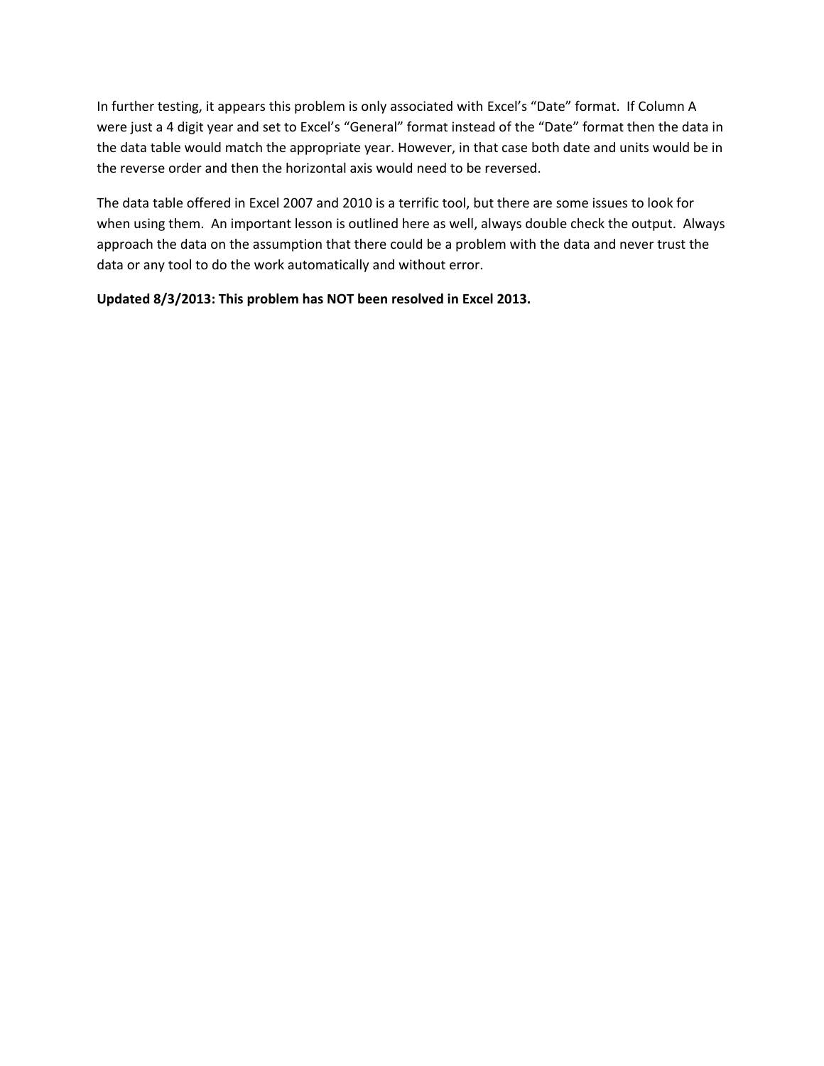In further testing, it appears this problem is only associated with Excel's "Date" format. If Column A were just a 4 digit year and set to Excel's "General" format instead of the "Date" format then the data in the data table would match the appropriate year. However, in that case both date and units would be in the reverse order and then the horizontal axis would need to be reversed.

The data table offered in Excel 2007 and 2010 is a terrific tool, but there are some issues to look for when using them. An important lesson is outlined here as well, always double check the output. Always approach the data on the assumption that there could be a problem with the data and never trust the data or any tool to do the work automatically and without error.

**Updated 8/3/2013: This problem has NOT been resolved in Excel 2013.**